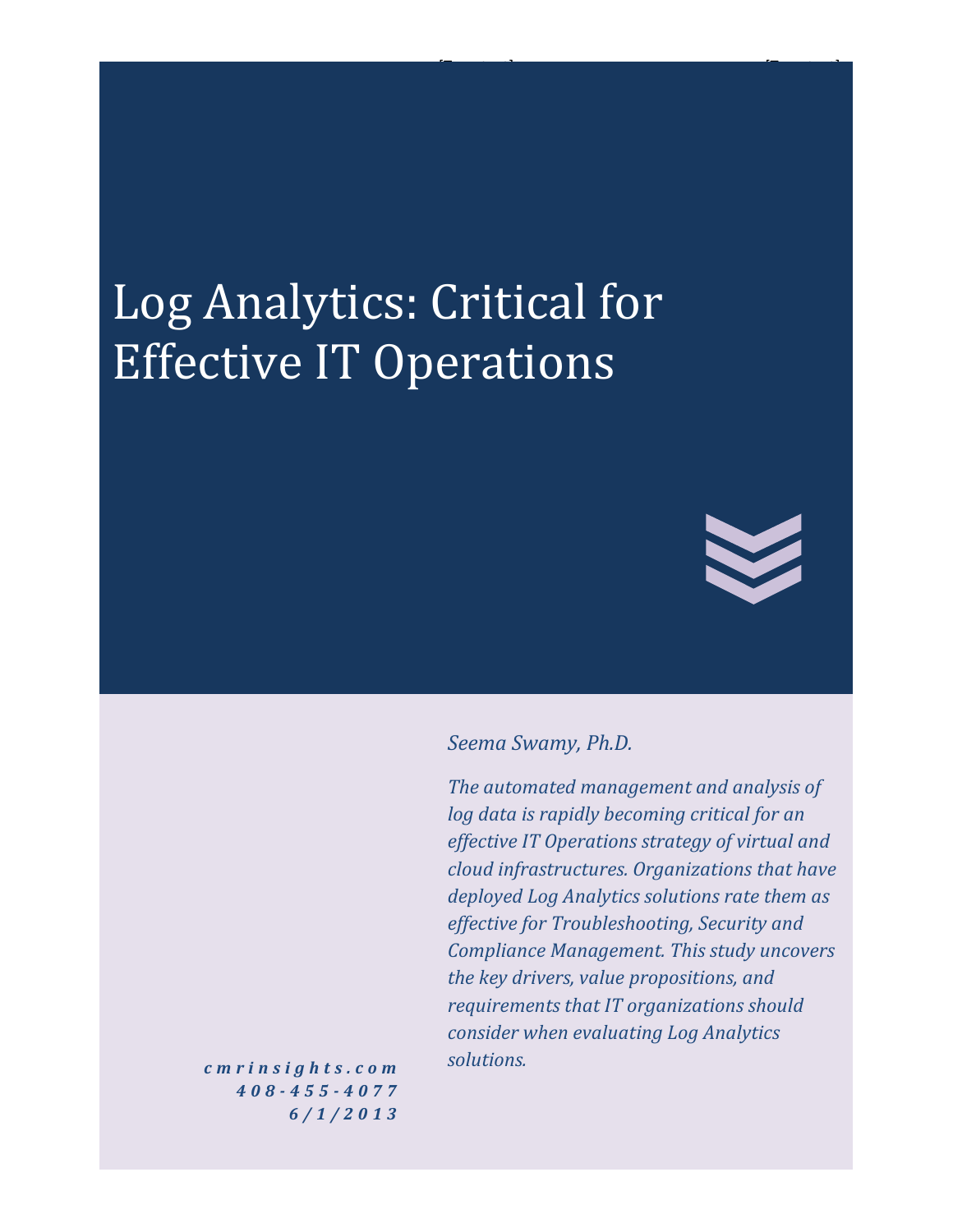# Log Analytics: Critical for Effective IT Operations

*Seema Swamy, Ph.D.*

*The automated management and analysis of log data is rapidly becoming critical for an effective IT Operations strategy of virtual and cloud infrastructures. Organizations that have deployed Log Analytics solutions rate them as effective for Troubleshooting, Security and Compliance Management. This study uncovers the key drivers, value propositions, and requirements that IT organizations should consider when evaluating Log Analytics solutions.*

***cmrinsights.com***
***408-455-4077***
***6/1/2013***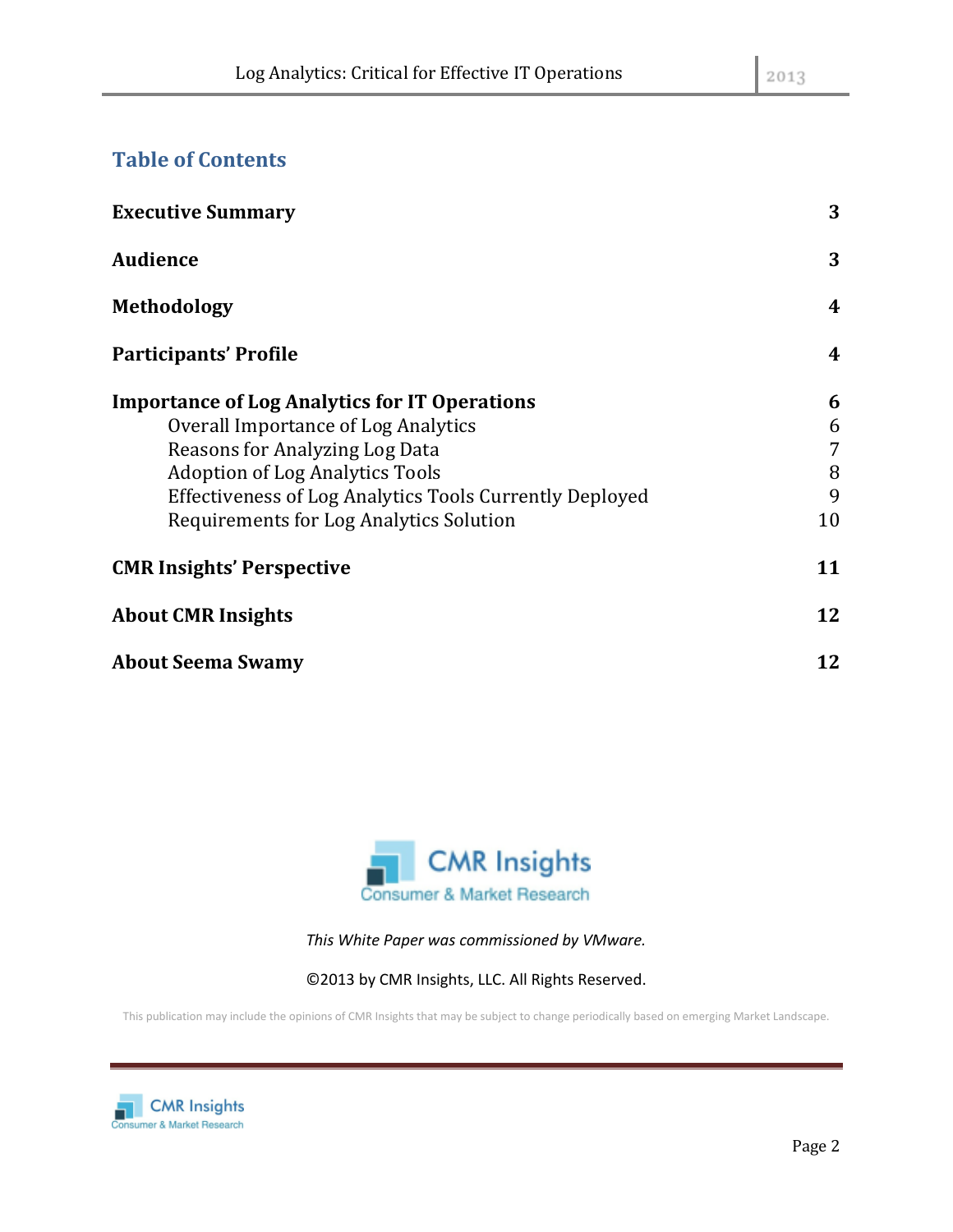## Table of Contents

| | |
|---|---|
| **Executive Summary** | **3** |
| **Audience** | **3** |
| **Methodology** | **4** |
| **Participants' Profile** | **4** |
| **Importance of Log Analytics for IT Operations** | **6** |
| Overall Importance of Log Analytics | 6 |
| Reasons for Analyzing Log Data | 7 |
| Adoption of Log Analytics Tools | 8 |
| Effectiveness of Log Analytics Tools Currently Deployed | 9 |
| Requirements for Log Analytics Solution | 10 |
| **CMR Insights' Perspective** | **11** |
| **About CMR Insights** | **12** |
| **About Seema Swamy** | **12** |

CMR Insights
Consumer & Market Research

*This White Paper was commissioned by VMware.*

©2013 by CMR Insights, LLC. All Rights Reserved.

This publication may include the opinions of CMR Insights that may be subject to change periodically based on emerging Market Landscape.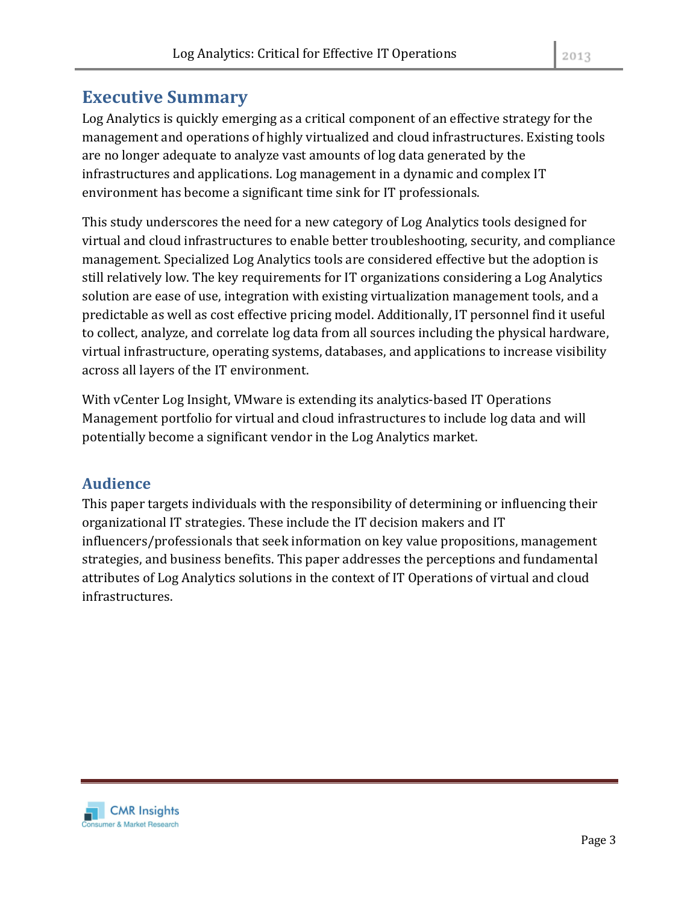## Executive Summary

Log Analytics is quickly emerging as a critical component of an effective strategy for the management and operations of highly virtualized and cloud infrastructures. Existing tools are no longer adequate to analyze vast amounts of log data generated by the infrastructures and applications. Log management in a dynamic and complex IT environment has become a significant time sink for IT professionals.

This study underscores the need for a new category of Log Analytics tools designed for virtual and cloud infrastructures to enable better troubleshooting, security, and compliance management. Specialized Log Analytics tools are considered effective but the adoption is still relatively low. The key requirements for IT organizations considering a Log Analytics solution are ease of use, integration with existing virtualization management tools, and a predictable as well as cost effective pricing model. Additionally, IT personnel find it useful to collect, analyze, and correlate log data from all sources including the physical hardware, virtual infrastructure, operating systems, databases, and applications to increase visibility across all layers of the IT environment.

With vCenter Log Insight, VMware is extending its analytics-based IT Operations Management portfolio for virtual and cloud infrastructures to include log data and will potentially become a significant vendor in the Log Analytics market.

## Audience

This paper targets individuals with the responsibility of determining or influencing their organizational IT strategies. These include the IT decision makers and IT influencers/professionals that seek information on key value propositions, management strategies, and business benefits. This paper addresses the perceptions and fundamental attributes of Log Analytics solutions in the context of IT Operations of virtual and cloud infrastructures.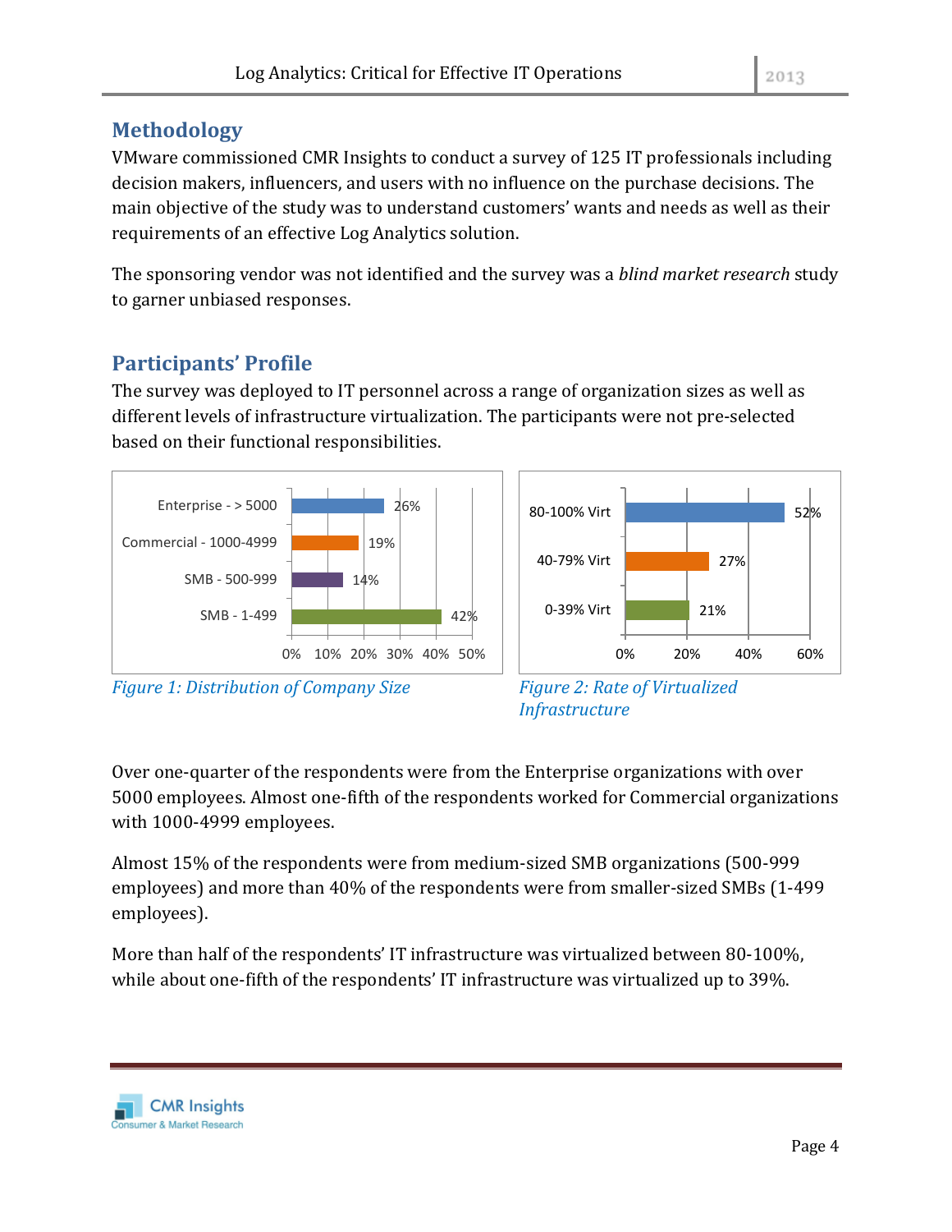## Methodology

VMware commissioned CMR Insights to conduct a survey of 125 IT professionals including decision makers, influencers, and users with no influence on the purchase decisions. The main objective of the study was to understand customers' wants and needs as well as their requirements of an effective Log Analytics solution.

The sponsoring vendor was not identified and the survey was a *blind market research* study to garner unbiased responses.

## Participants' Profile

The survey was deployed to IT personnel across a range of organization sizes as well as different levels of infrastructure virtualization. The participants were not pre-selected based on their functional responsibilities.

| Company Size | Percentage |
| --- | --- |
| Enterprise - > 5000 | 26% |
| Commercial - 1000-4999 | 19% |
| SMB - 500-999 | 14% |
| SMB - 1-499 | 42% |

*Figure 1: Distribution of Company Size*

| Virtualization | Percentage |
| --- | --- |
| 80-100% Virt | 52% |
| 40-79% Virt | 27% |
| 0-39% Virt | 21% |

*Figure 2: Rate of Virtualized Infrastructure*

Over one-quarter of the respondents were from the Enterprise organizations with over 5000 employees. Almost one-fifth of the respondents worked for Commercial organizations with 1000-4999 employees.

Almost 15% of the respondents were from medium-sized SMB organizations (500-999 employees) and more than 40% of the respondents were from smaller-sized SMBs (1-499 employees).

More than half of the respondents' IT infrastructure was virtualized between 80-100%, while about one-fifth of the respondents' IT infrastructure was virtualized up to 39%.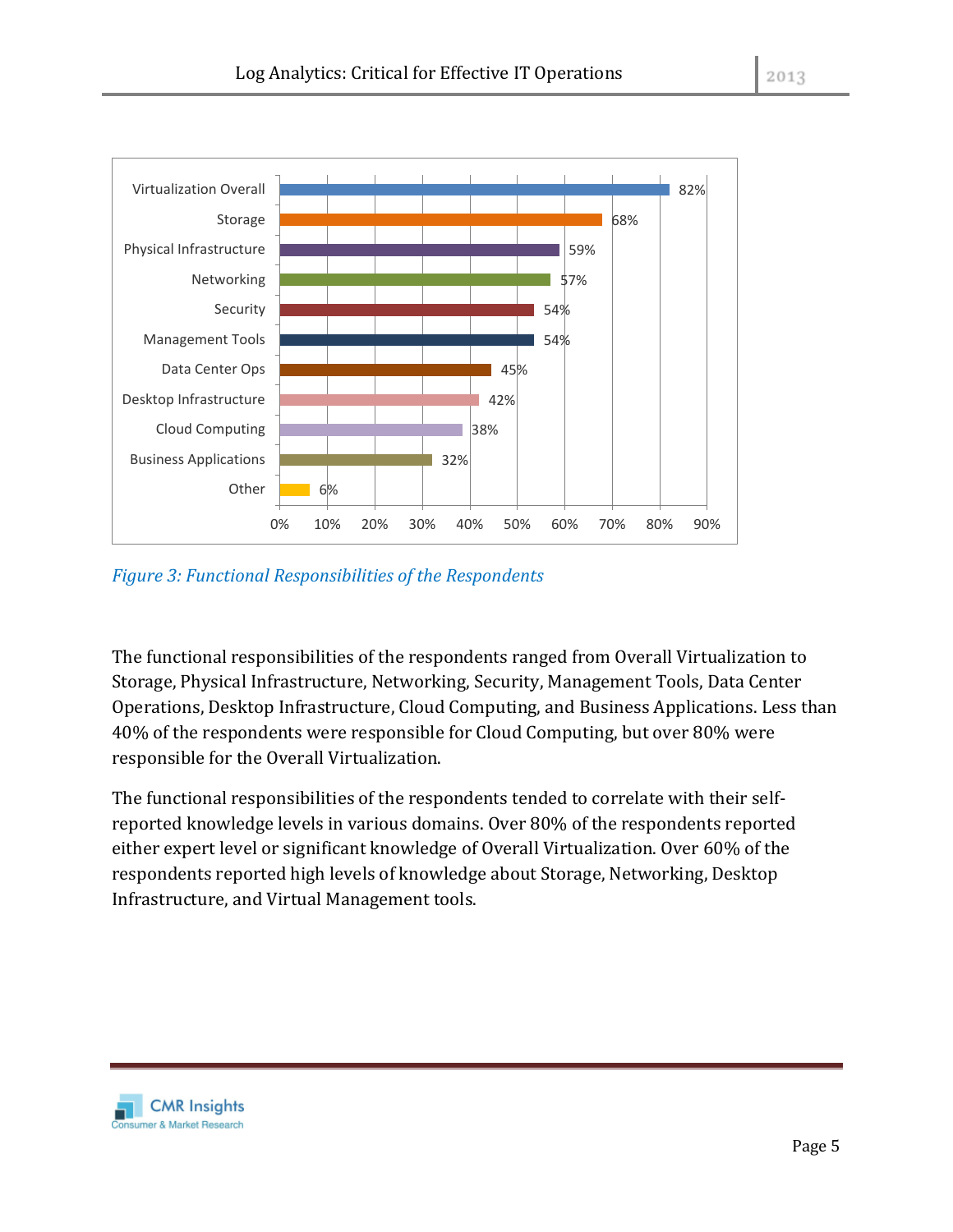| Functional Responsibility | Percentage |
| --- | --- |
| Virtualization Overall | 82% |
| Storage | 68% |
| Physical Infrastructure | 59% |
| Networking | 57% |
| Security | 54% |
| Management Tools | 54% |
| Data Center Ops | 45% |
| Desktop Infrastructure | 42% |
| Cloud Computing | 38% |
| Business Applications | 32% |
| Other | 6% |

*Figure 3: Functional Responsibilities of the Respondents*

The functional responsibilities of the respondents ranged from Overall Virtualization to Storage, Physical Infrastructure, Networking, Security, Management Tools, Data Center Operations, Desktop Infrastructure, Cloud Computing, and Business Applications. Less than 40% of the respondents were responsible for Cloud Computing, but over 80% were responsible for the Overall Virtualization.

The functional responsibilities of the respondents tended to correlate with their self-reported knowledge levels in various domains. Over 80% of the respondents reported either expert level or significant knowledge of Overall Virtualization. Over 60% of the respondents reported high levels of knowledge about Storage, Networking, Desktop Infrastructure, and Virtual Management tools.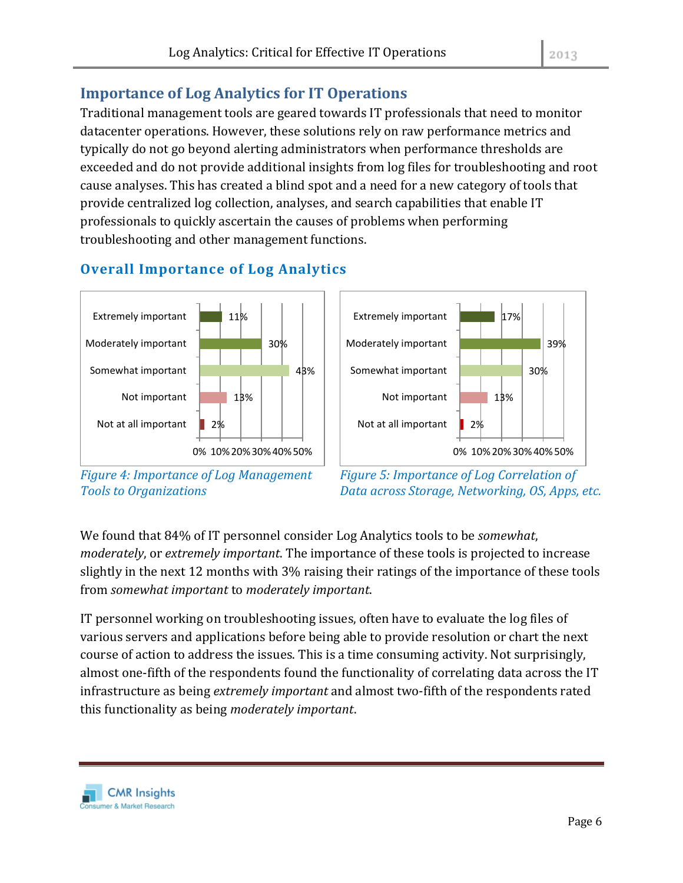## Importance of Log Analytics for IT Operations

Traditional management tools are geared towards IT professionals that need to monitor datacenter operations. However, these solutions rely on raw performance metrics and typically do not go beyond alerting administrators when performance thresholds are exceeded and do not provide additional insights from log files for troubleshooting and root cause analyses. This has created a blind spot and a need for a new category of tools that provide centralized log collection, analyses, and search capabilities that enable IT professionals to quickly ascertain the causes of problems when performing troubleshooting and other management functions.

### Overall Importance of Log Analytics

| Rating | Percentage |
| --- | --- |
| Extremely important | 11% |
| Moderately important | 30% |
| Somewhat important | 43% |
| Not important | 13% |
| Not at all important | 2% |

*Figure 4: Importance of Log Management Tools to Organizations*

| Rating | Percentage |
| --- | --- |
| Extremely important | 17% |
| Moderately important | 39% |
| Somewhat important | 30% |
| Not important | 13% |
| Not at all important | 2% |

*Figure 5: Importance of Log Correlation of Data across Storage, Networking, OS, Apps, etc.*

We found that 84% of IT personnel consider Log Analytics tools to be *somewhat*, *moderately*, or *extremely important*. The importance of these tools is projected to increase slightly in the next 12 months with 3% raising their ratings of the importance of these tools from *somewhat important* to *moderately important*.

IT personnel working on troubleshooting issues, often have to evaluate the log files of various servers and applications before being able to provide resolution or chart the next course of action to address the issues. This is a time consuming activity. Not surprisingly, almost one-fifth of the respondents found the functionality of correlating data across the IT infrastructure as being *extremely important* and almost two-fifth of the respondents rated this functionality as being *moderately important*.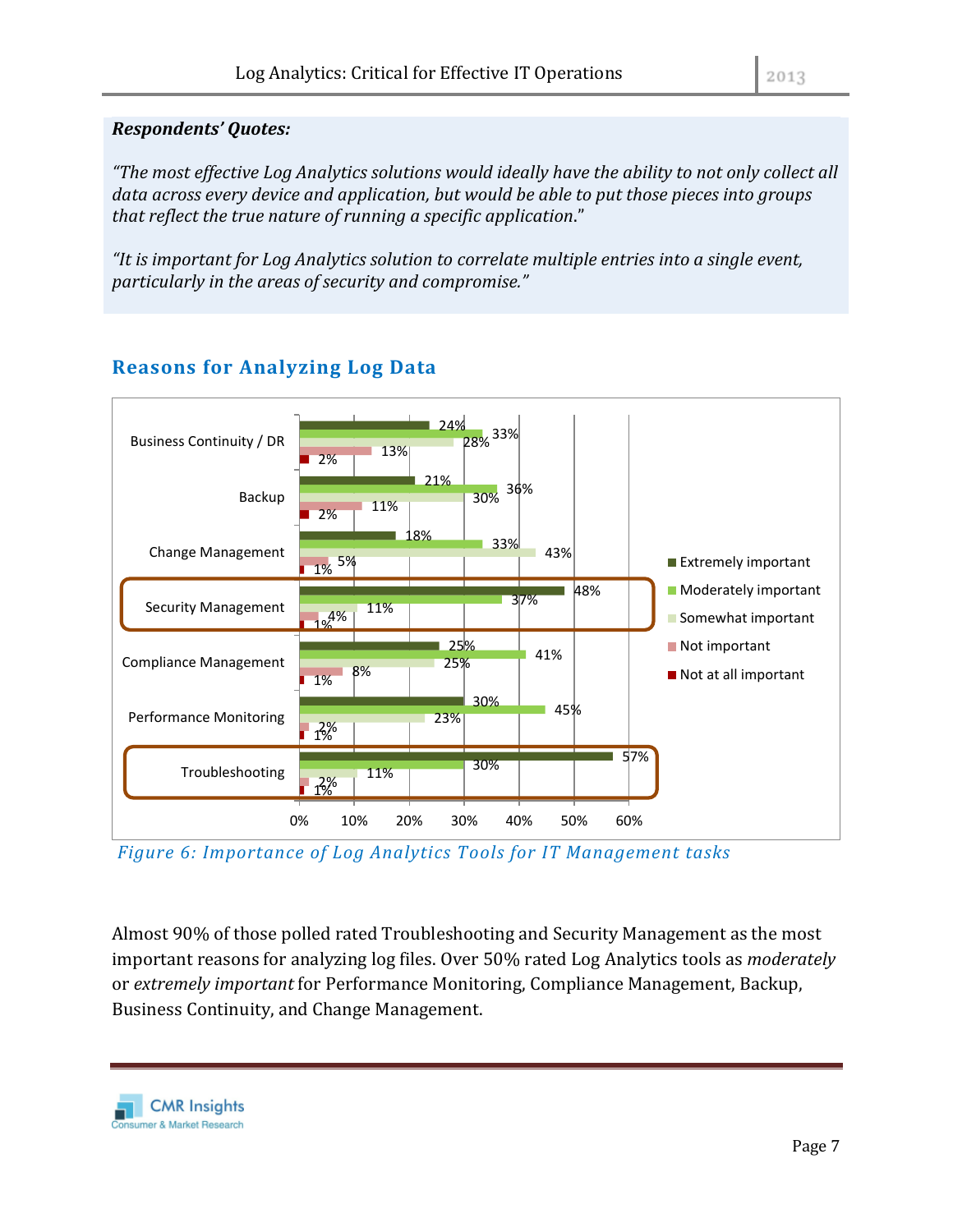***Respondents' Quotes:***

*"The most effective Log Analytics solutions would ideally have the ability to not only collect all data across every device and application, but would be able to put those pieces into groups that reflect the true nature of running a specific application."*

*"It is important for Log Analytics solution to correlate multiple entries into a single event, particularly in the areas of security and compromise."*

## Reasons for Analyzing Log Data

| | Extremely important | Moderately important | Somewhat important | Not important | Not at all important |
|---|---|---|---|---|---|
| Business Continuity / DR | 24% | 33% | 28% | 13% | 2% |
| Backup | 21% | 36% | 30% | 11% | 2% |
| Change Management | 18% | 33% | 43% | 5% | 1% |
| Security Management | 48% | 37% | 11% | 4% | 1% |
| Compliance Management | 25% | 41% | 25% | 8% | 1% |
| Performance Monitoring | 30% | 45% | 23% | 2% | 1% |
| Troubleshooting | 57% | 30% | 11% | 2% | 1% |

*Figure 6: Importance of Log Analytics Tools for IT Management tasks*

Almost 90% of those polled rated Troubleshooting and Security Management as the most important reasons for analyzing log files. Over 50% rated Log Analytics tools as *moderately* or *extremely important* for Performance Monitoring, Compliance Management, Backup, Business Continuity, and Change Management.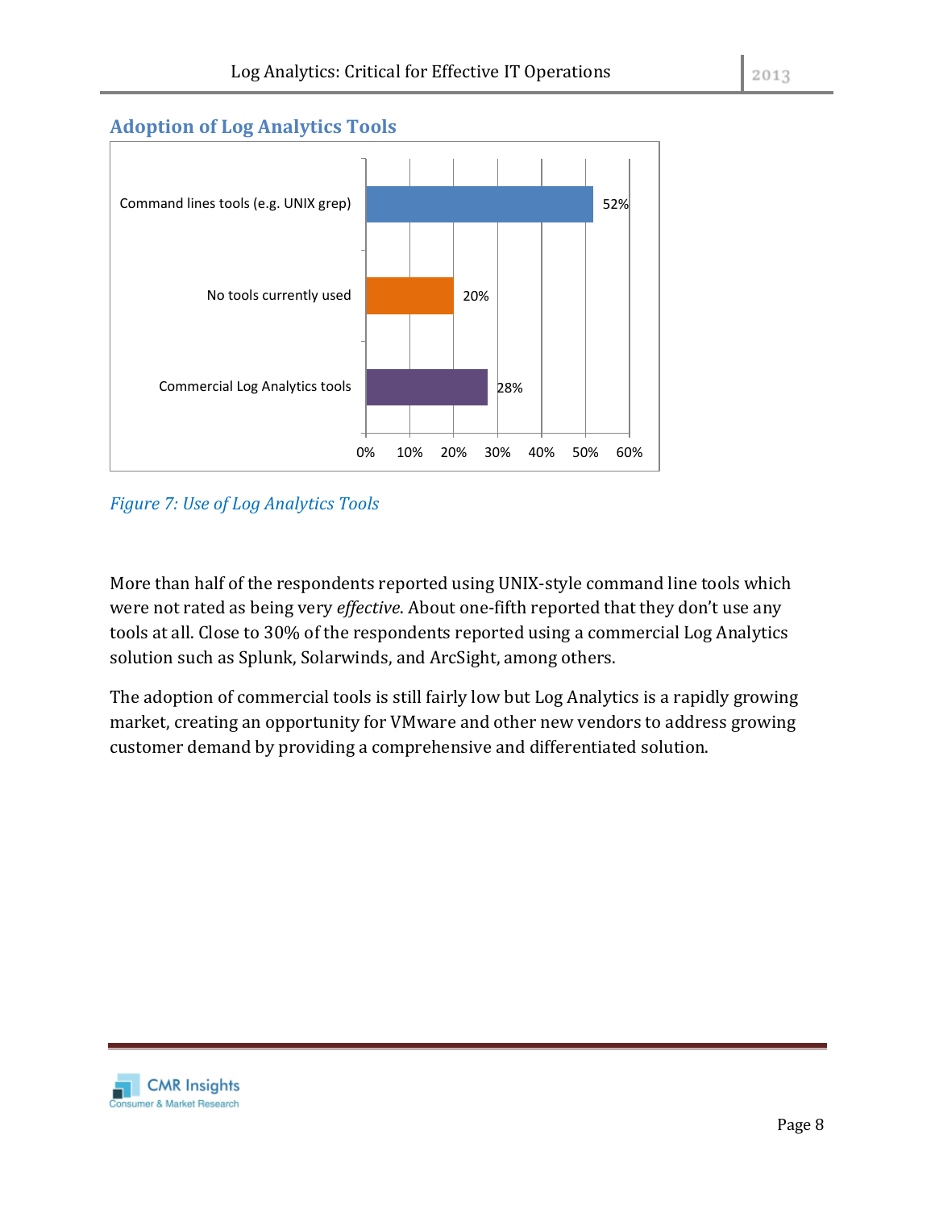## Adoption of Log Analytics Tools

| Tool | Percentage |
|---|---|
| Command lines tools (e.g. UNIX grep) | 52% |
| No tools currently used | 20% |
| Commercial Log Analytics tools | 28% |

*Figure 7: Use of Log Analytics Tools*

More than half of the respondents reported using UNIX-style command line tools which were not rated as being very *effective*. About one-fifth reported that they don't use any tools at all. Close to 30% of the respondents reported using a commercial Log Analytics solution such as Splunk, Solarwinds, and ArcSight, among others.

The adoption of commercial tools is still fairly low but Log Analytics is a rapidly growing market, creating an opportunity for VMware and other new vendors to address growing customer demand by providing a comprehensive and differentiated solution.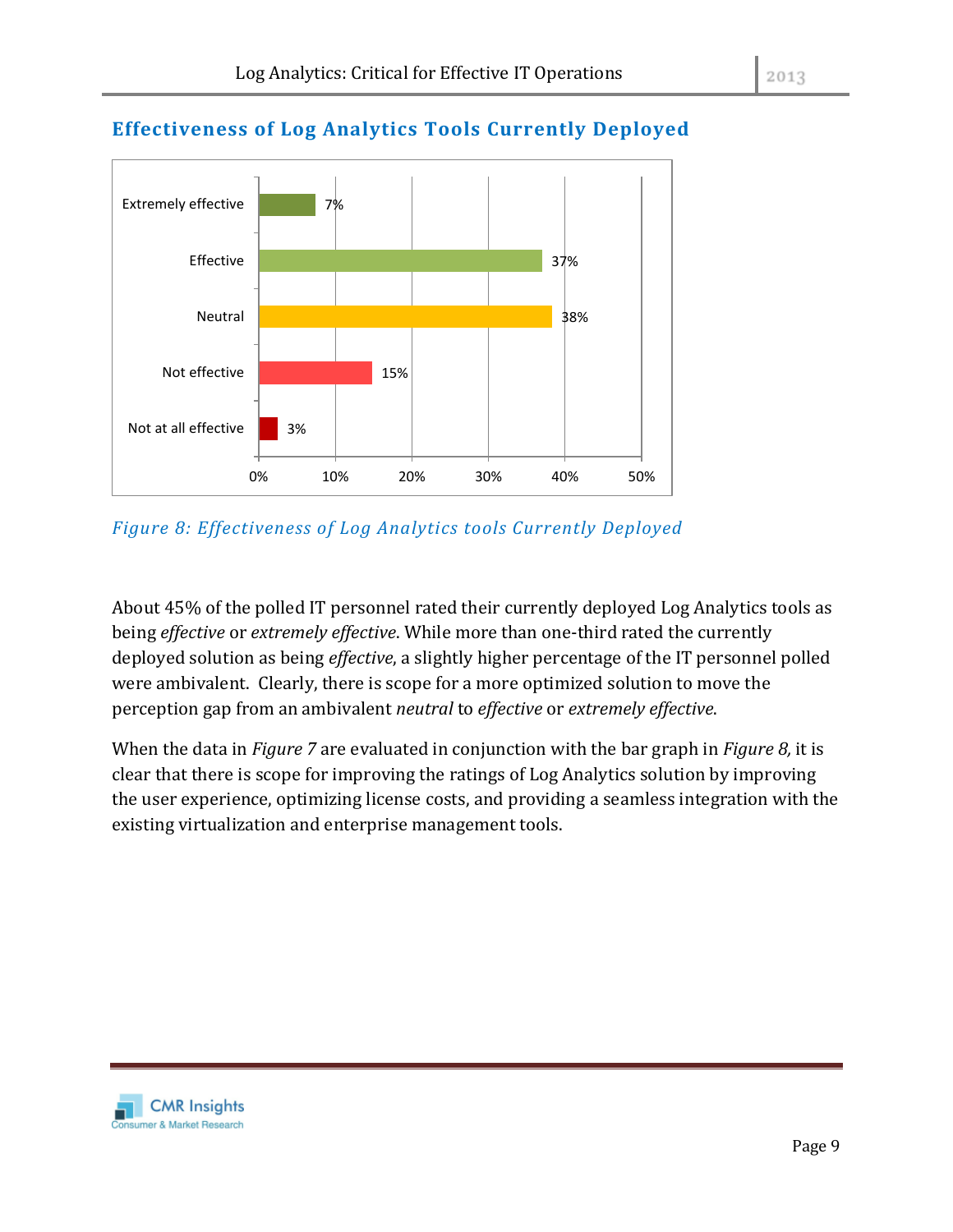## Effectiveness of Log Analytics Tools Currently Deployed

| Rating | Percentage |
| --- | --- |
| Extremely effective | 7% |
| Effective | 37% |
| Neutral | 38% |
| Not effective | 15% |
| Not at all effective | 3% |

*Figure 8: Effectiveness of Log Analytics tools Currently Deployed*

About 45% of the polled IT personnel rated their currently deployed Log Analytics tools as being *effective* or *extremely effective*. While more than one-third rated the currently deployed solution as being *effective*, a slightly higher percentage of the IT personnel polled were ambivalent. Clearly, there is scope for a more optimized solution to move the perception gap from an ambivalent *neutral* to *effective* or *extremely effective*.

When the data in *Figure 7* are evaluated in conjunction with the bar graph in *Figure 8,* it is clear that there is scope for improving the ratings of Log Analytics solution by improving the user experience, optimizing license costs, and providing a seamless integration with the existing virtualization and enterprise management tools.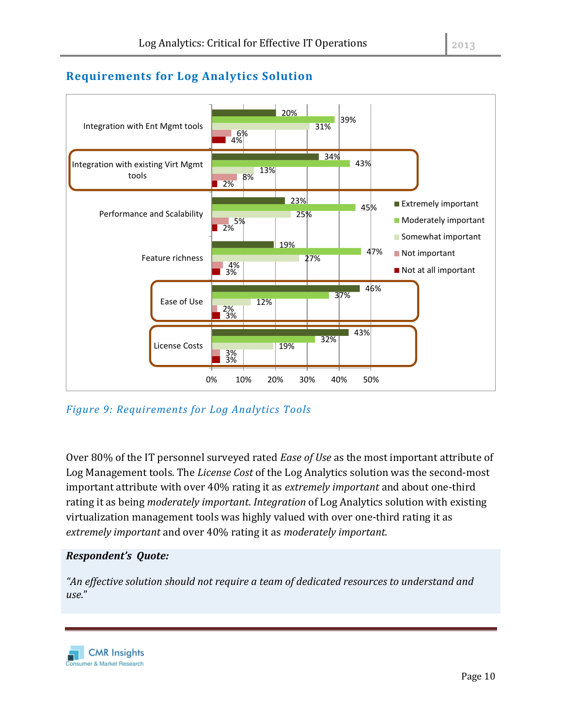## Requirements for Log Analytics Solution

| | Extremely important | Moderately important | Somewhat important | Not important | Not at all important |
|---|---|---|---|---|---|
| Integration with Ent Mgmt tools | 20% | 39% | 31% | 6% | 4% |
| Integration with existing Virt Mgmt tools | 34% | 43% | 13% | 8% | 2% |
| Performance and Scalability | 23% | 45% | 25% | 5% | 2% |
| Feature richness | 19% | 47% | 27% | 4% | 3% |
| Ease of Use | 46% | 37% | 12% | 2% | 3% |
| License Costs | 43% | 32% | 19% | 3% | 3% |

*Figure 9: Requirements for Log Analytics Tools*

Over 80% of the IT personnel surveyed rated *Ease of Use* as the most important attribute of Log Management tools. The *License Cost* of the Log Analytics solution was the second-most important attribute with over 40% rating it as *extremely important* and about one-third rating it as being *moderately important*. *Integration* of Log Analytics solution with existing virtualization management tools was highly valued with over one-third rating it as *extremely important* and over 40% rating it as *moderately important.*

***Respondent's Quote:***

*"An effective solution should not require a team of dedicated resources to understand and use."*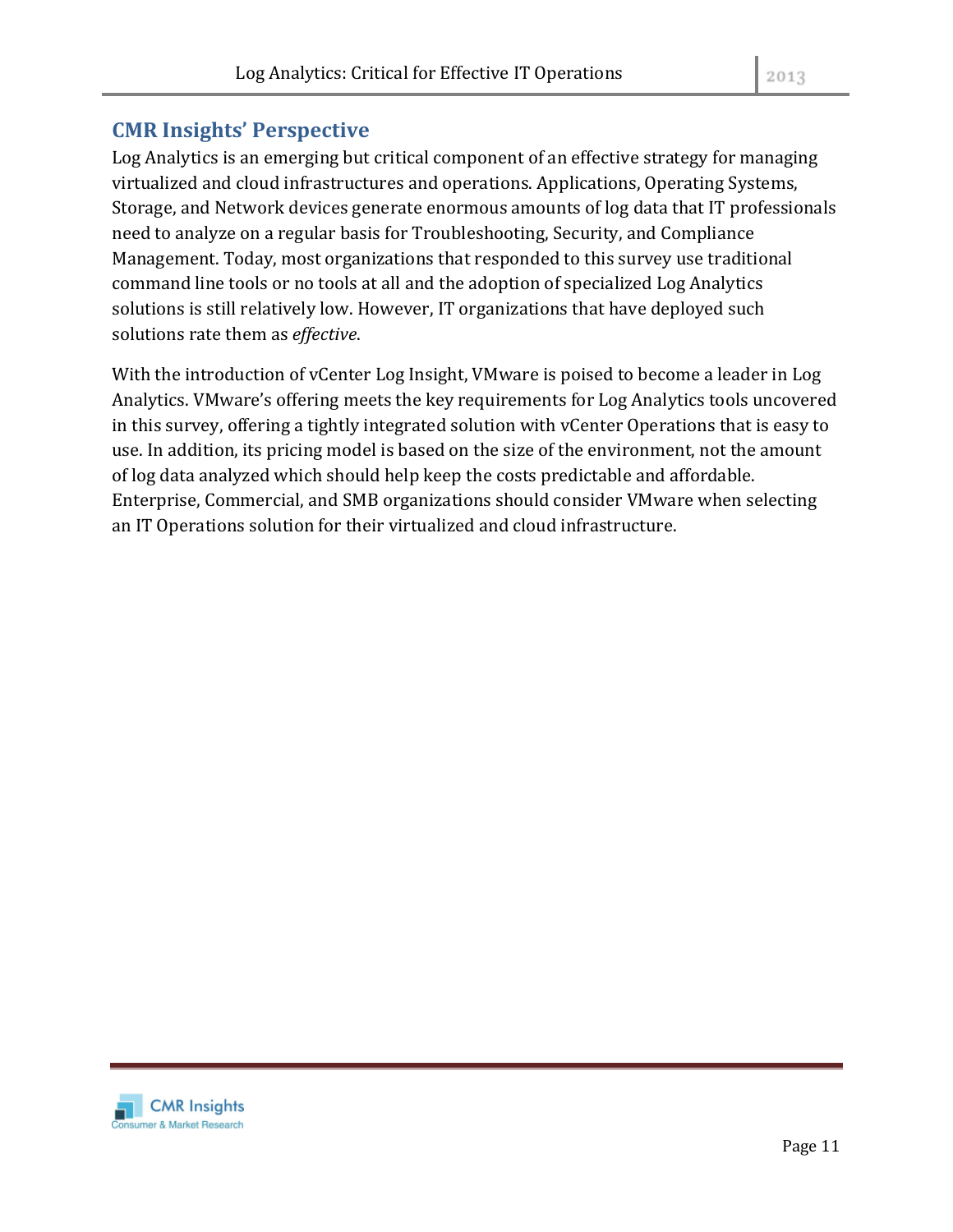## CMR Insights' Perspective

Log Analytics is an emerging but critical component of an effective strategy for managing virtualized and cloud infrastructures and operations. Applications, Operating Systems, Storage, and Network devices generate enormous amounts of log data that IT professionals need to analyze on a regular basis for Troubleshooting, Security, and Compliance Management. Today, most organizations that responded to this survey use traditional command line tools or no tools at all and the adoption of specialized Log Analytics solutions is still relatively low. However, IT organizations that have deployed such solutions rate them as *effective*.

With the introduction of vCenter Log Insight, VMware is poised to become a leader in Log Analytics. VMware's offering meets the key requirements for Log Analytics tools uncovered in this survey, offering a tightly integrated solution with vCenter Operations that is easy to use. In addition, its pricing model is based on the size of the environment, not the amount of log data analyzed which should help keep the costs predictable and affordable. Enterprise, Commercial, and SMB organizations should consider VMware when selecting an IT Operations solution for their virtualized and cloud infrastructure.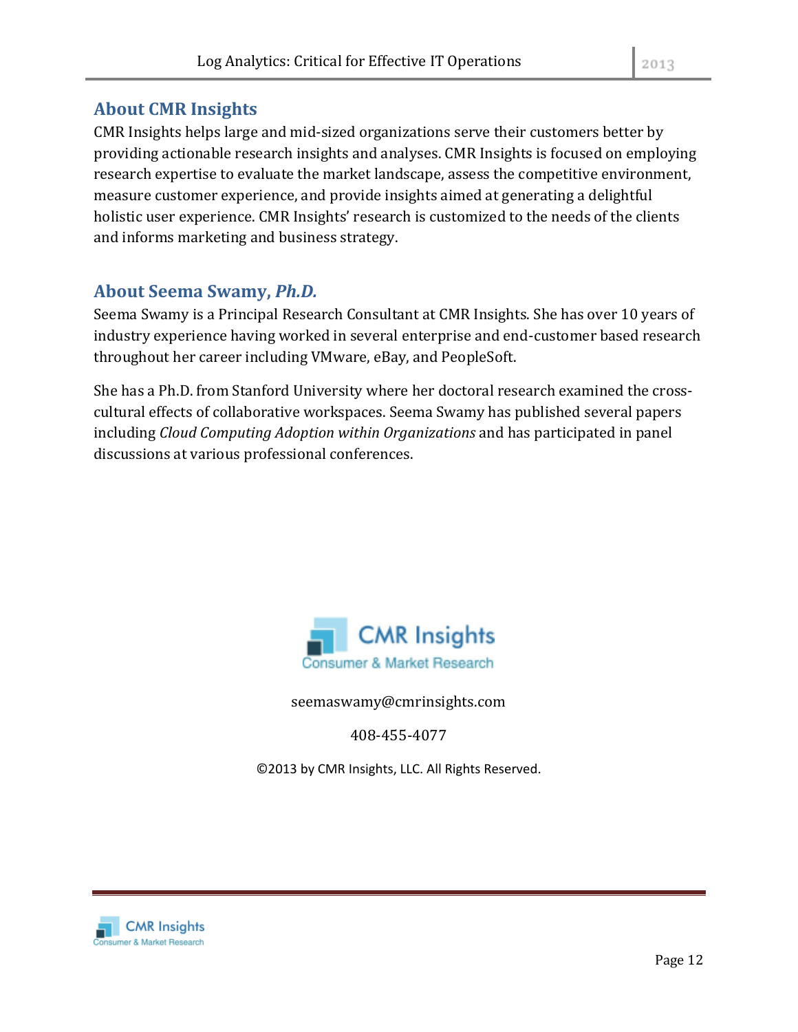## About CMR Insights

CMR Insights helps large and mid-sized organizations serve their customers better by providing actionable research insights and analyses. CMR Insights is focused on employing research expertise to evaluate the market landscape, assess the competitive environment, measure customer experience, and provide insights aimed at generating a delightful holistic user experience. CMR Insights' research is customized to the needs of the clients and informs marketing and business strategy.

## About Seema Swamy, *Ph.D.*

Seema Swamy is a Principal Research Consultant at CMR Insights. She has over 10 years of industry experience having worked in several enterprise and end-customer based research throughout her career including VMware, eBay, and PeopleSoft.

She has a Ph.D. from Stanford University where her doctoral research examined the cross-cultural effects of collaborative workspaces. Seema Swamy has published several papers including *Cloud Computing Adoption within Organizations* and has participated in panel discussions at various professional conferences.

CMR Insights

Consumer & Market Research

seemaswamy@cmrinsights.com

408-455-4077

©2013 by CMR Insights, LLC. All Rights Reserved.